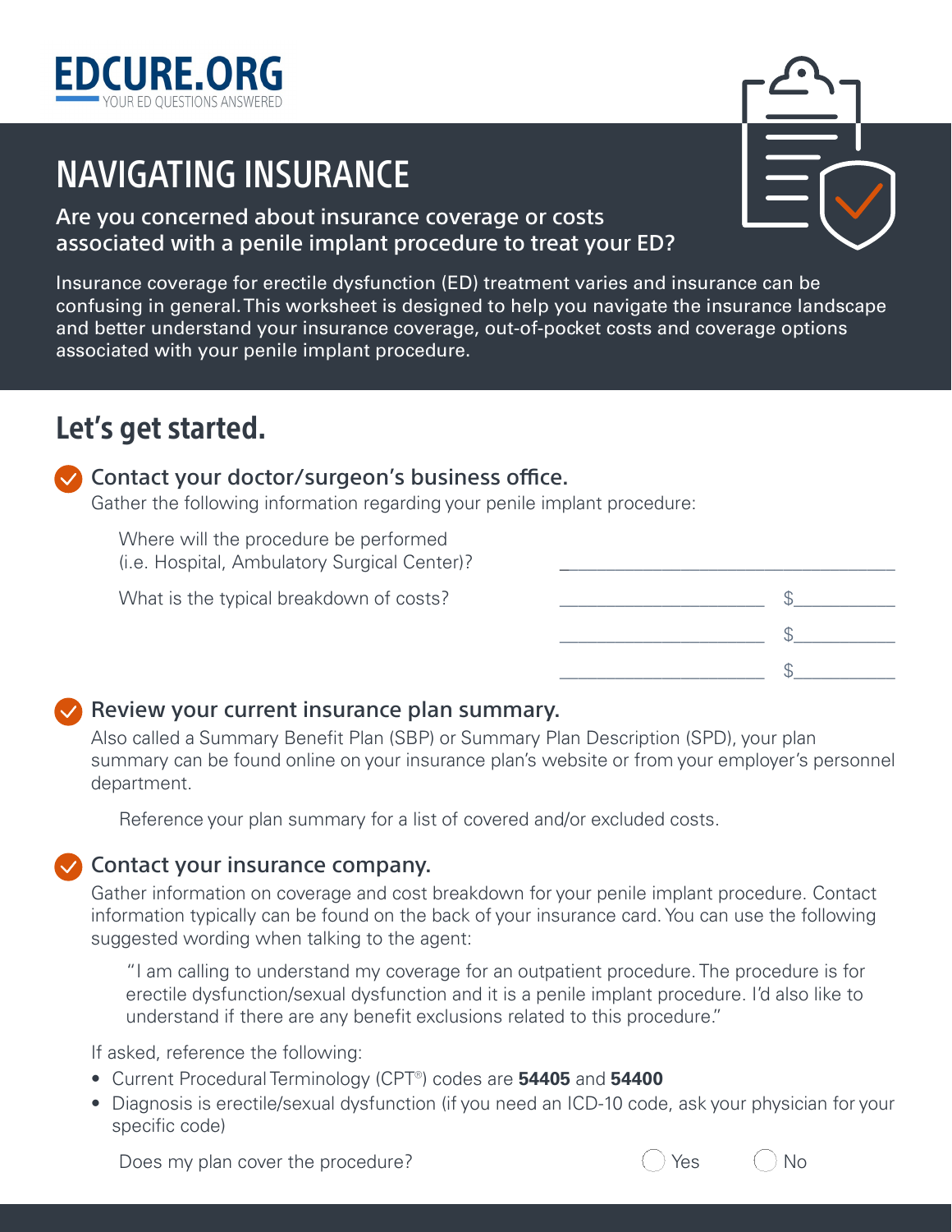# EDCURE.ORG

YOUR ED QUESTIONS ANSWERED

# NAVIGATING INSURANCE

**Are you concerned about insurance coverage or costs associated with a penile implant procedure to treat your ED?**

Insurance coverage for erectile dysfunction (ED) treatment varies and insurance can be confusing in general. This worksheet is designed to help you navigate the insurance landscape and better understand your insurance coverage, out-of-pocket costs and coverage options associated with your penile implant procedure.

## Let's get started.

### Contact your doctor/surgeon's business office.

Gather the following information regarding your penile implant procedure:

Where will the procedure be performed (i.e. Hospital, Ambulatory Surgical Center)? ______________________________

What is the typical breakdown of costs?

______________________ $__________

______________________ $__________

______________________ $__________

### Review your current insurance plan summary.

Also called a Summary Benefit Plan (SBP) or Summary Plan Description (SPD), your plan summary can be found online on your insurance plan's website or from your employer's personnel department.

Reference your plan summary for a list of covered and/or excluded costs.

### Contact your insurance company.

Gather information on coverage and cost breakdown for your penile implant procedure. Contact information typically can be found on the back of your insurance card. You can use the following suggested wording when talking to the agent:

"I am calling to understand my coverage for an outpatient procedure. The procedure is for erectile dysfunction/sexual dysfunction and it is a penile implant procedure. I'd also like to understand if there are any benefit exclusions related to this procedure."

If asked, reference the following:

- Current Procedural Terminology (CPT®) codes are **54405** and **54400**
- Diagnosis is erectile/sexual dysfunction (if you need an ICD-10 code, ask your physician for your specific code)

Does my plan cover the procedure? ◯ Yes ◯ No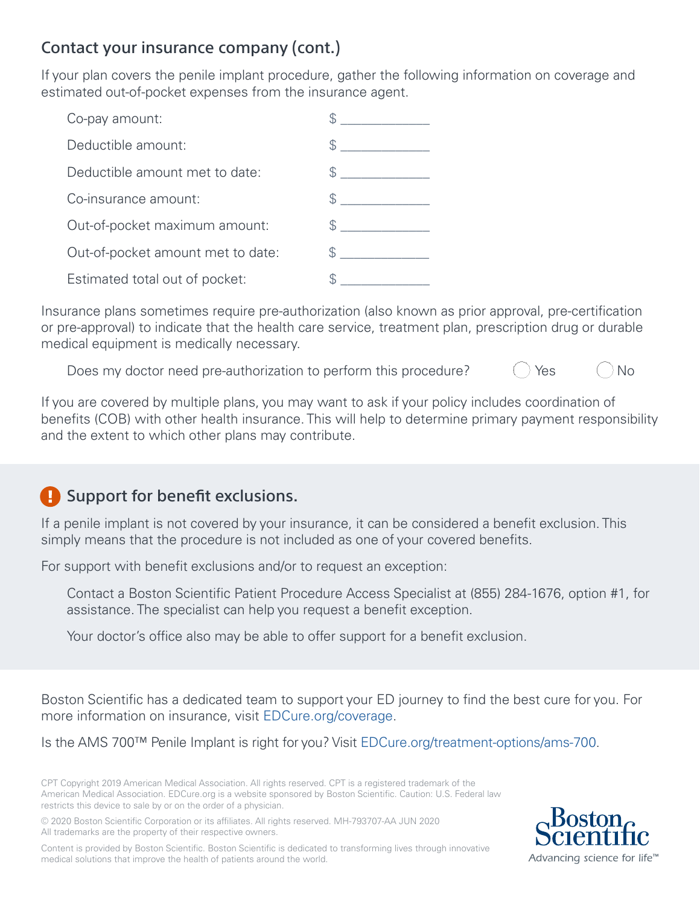## Contact your insurance company (cont.)

If your plan covers the penile implant procedure, gather the following information on coverage and estimated out-of-pocket expenses from the insurance agent.

| | |
|---|---|
| Co-pay amount: | $ ____________ |
| Deductible amount: | $ ____________ |
| Deductible amount met to date: | $ ____________ |
| Co-insurance amount: | $ ____________ |
| Out-of-pocket maximum amount: | $ ____________ |
| Out-of-pocket amount met to date: | $ ____________ |
| Estimated total out of pocket: | $ ____________ |

Insurance plans sometimes require pre-authorization (also known as prior approval, pre-certification or pre-approval) to indicate that the health care service, treatment plan, prescription drug or durable medical equipment is medically necessary.

Does my doctor need pre-authorization to perform this procedure? ◯ Yes ◯ No

If you are covered by multiple plans, you may want to ask if your policy includes coordination of benefits (COB) with other health insurance. This will help to determine primary payment responsibility and the extent to which other plans may contribute.

## Support for benefit exclusions.

If a penile implant is not covered by your insurance, it can be considered a benefit exclusion. This simply means that the procedure is not included as one of your covered benefits.

For support with benefit exclusions and/or to request an exception:

Contact a Boston Scientific Patient Procedure Access Specialist at (855) 284-1676, option #1, for assistance. The specialist can help you request a benefit exception.

Your doctor's office also may be able to offer support for a benefit exclusion.

Boston Scientific has a dedicated team to support your ED journey to find the best cure for you. For more information on insurance, visit EDCure.org/coverage.

Is the AMS 700™ Penile Implant is right for you? Visit EDCure.org/treatment-options/ams-700.

CPT Copyright 2019 American Medical Association. All rights reserved. CPT is a registered trademark of the American Medical Association. EDCure.org is a website sponsored by Boston Scientific. Caution: U.S. Federal law restricts this device to sale by or on the order of a physician.

© 2020 Boston Scientific Corporation or its affiliates. All rights reserved. MH-793707-AA JUN 2020
All trademarks are the property of their respective owners.

Content is provided by Boston Scientific. Boston Scientific is dedicated to transforming lives through innovative medical solutions that improve the health of patients around the world.

Boston Scientific
Advancing science for life™